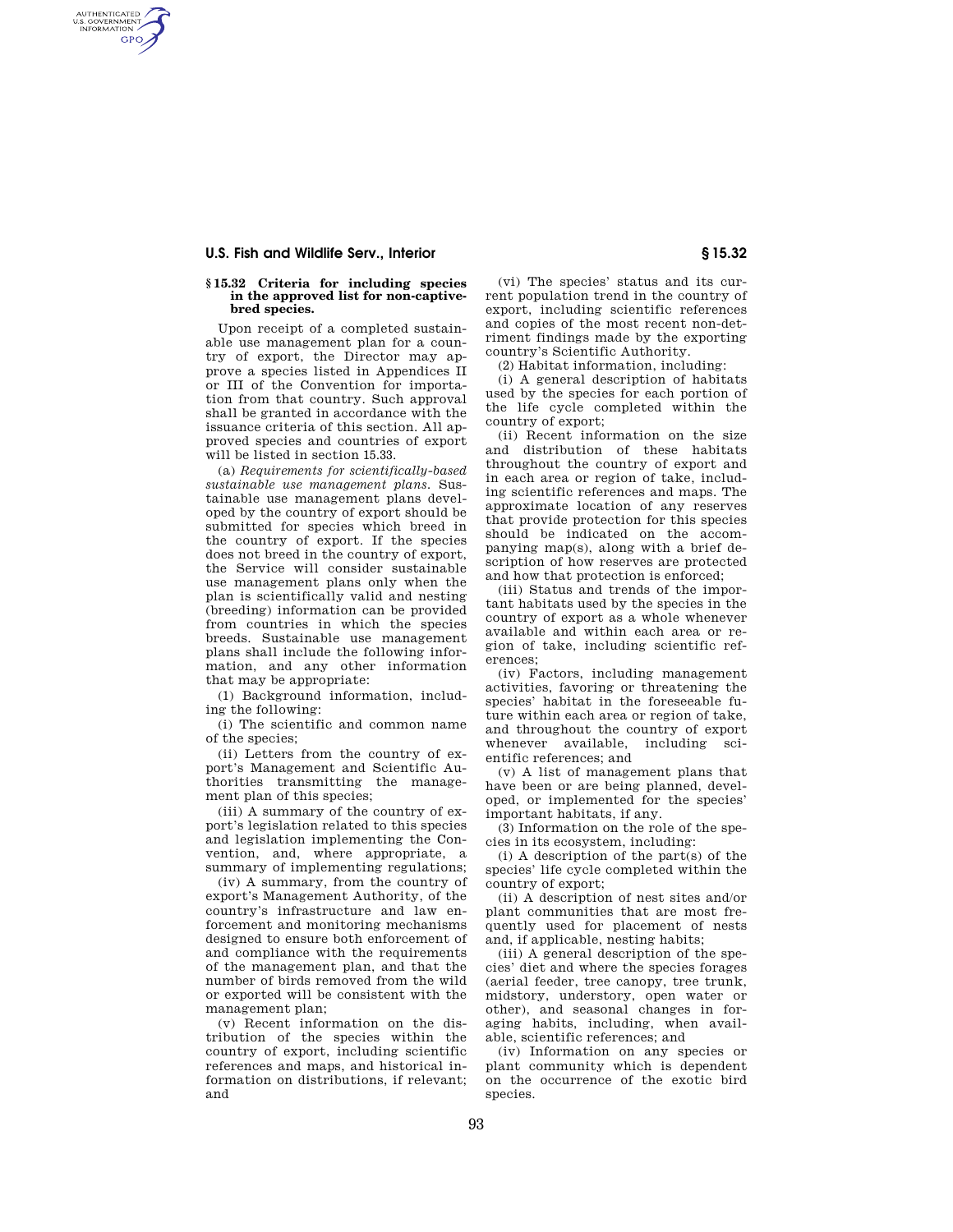## § 15.32 Criteria for including species in the approved list for non-captive-bred species.

Upon receipt of a completed sustainable use management plan for a country of export, the Director may approve a species listed in Appendices II or III of the Convention for importation from that country. Such approval shall be granted in accordance with the issuance criteria of this section. All approved species and countries of export will be listed in section 15.33.

(a) *Requirements for scientifically-based sustainable use management plans.* Sustainable use management plans developed by the country of export should be submitted for species which breed in the country of export. If the species does not breed in the country of export, the Service will consider sustainable use management plans only when the plan is scientifically valid and nesting (breeding) information can be provided from countries in which the species breeds. Sustainable use management plans shall include the following information, and any other information that may be appropriate:

(1) Background information, including the following:

(i) The scientific and common name of the species;

(ii) Letters from the country of export's Management and Scientific Authorities transmitting the management plan of this species;

(iii) A summary of the country of export's legislation related to this species and legislation implementing the Convention, and, where appropriate, a summary of implementing regulations;

(iv) A summary, from the country of export's Management Authority, of the country's infrastructure and law enforcement and monitoring mechanisms designed to ensure both enforcement of and compliance with the requirements of the management plan, and that the number of birds removed from the wild or exported will be consistent with the management plan;

(v) Recent information on the distribution of the species within the country of export, including scientific references and maps, and historical information on distributions, if relevant; and

(vi) The species' status and its current population trend in the country of export, including scientific references and copies of the most recent non-detriment findings made by the exporting country's Scientific Authority.

(2) Habitat information, including:

(i) A general description of habitats used by the species for each portion of the life cycle completed within the country of export;

(ii) Recent information on the size and distribution of these habitats throughout the country of export and in each area or region of take, including scientific references and maps. The approximate location of any reserves that provide protection for this species should be indicated on the accompanying map(s), along with a brief description of how reserves are protected and how that protection is enforced;

(iii) Status and trends of the important habitats used by the species in the country of export as a whole whenever available and within each area or region of take, including scientific references;

(iv) Factors, including management activities, favoring or threatening the species' habitat in the foreseeable future within each area or region of take, and throughout the country of export whenever available, including scientific references; and

(v) A list of management plans that have been or are being planned, developed, or implemented for the species' important habitats, if any.

(3) Information on the role of the species in its ecosystem, including:

(i) A description of the part(s) of the species' life cycle completed within the country of export;

(ii) A description of nest sites and/or plant communities that are most frequently used for placement of nests and, if applicable, nesting habits;

(iii) A general description of the species' diet and where the species forages (aerial feeder, tree canopy, tree trunk, midstory, understory, open water or other), and seasonal changes in foraging habits, including, when available, scientific references; and

(iv) Information on any species or plant community which is dependent on the occurrence of the exotic bird species.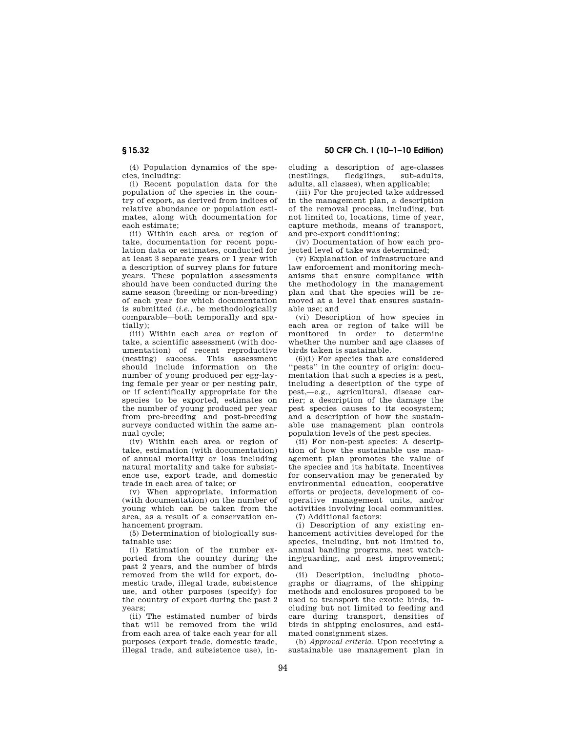(4) Population dynamics of the species, including:

(i) Recent population data for the population of the species in the country of export, as derived from indices of relative abundance or population estimates, along with documentation for each estimate;

(ii) Within each area or region of take, documentation for recent population data or estimates, conducted for at least 3 separate years or 1 year with a description of survey plans for future years. These population assessments should have been conducted during the same season (breeding or non-breeding) of each year for which documentation is submitted (*i.e.*, be methodologically comparable—both temporally and spatially);

(iii) Within each area or region of take, a scientific assessment (with documentation) of recent reproductive (nesting) success. This assessment should include information on the number of young produced per egg-laying female per year or per nesting pair, or if scientifically appropriate for the species to be exported, estimates on the number of young produced per year from pre-breeding and post-breeding surveys conducted within the same annual cycle;

(iv) Within each area or region of take, estimation (with documentation) of annual mortality or loss including natural mortality and take for subsistence use, export trade, and domestic trade in each area of take; or

(v) When appropriate, information (with documentation) on the number of young which can be taken from the area, as a result of a conservation enhancement program.

(5) Determination of biologically sustainable use:

(i) Estimation of the number exported from the country during the past 2 years, and the number of birds removed from the wild for export, domestic trade, illegal trade, subsistence use, and other purposes (specify) for the country of export during the past 2 years;

(ii) The estimated number of birds that will be removed from the wild from each area of take each year for all purposes (export trade, domestic trade, illegal trade, and subsistence use), including a description of age-classes (nestlings, fledglings, sub-adults, adults, all classes), when applicable;

(iii) For the projected take addressed in the management plan, a description of the removal process, including, but not limited to, locations, time of year, capture methods, means of transport, and pre-export conditioning;

(iv) Documentation of how each projected level of take was determined;

(v) Explanation of infrastructure and law enforcement and monitoring mechanisms that ensure compliance with the methodology in the management plan and that the species will be removed at a level that ensures sustainable use; and

(vi) Description of how species in each area or region of take will be monitored in order to determine whether the number and age classes of birds taken is sustainable.

(6)(i) For species that are considered ''pests'' in the country of origin: documentation that such a species is a pest, including a description of the type of pest,—e.g., agricultural, disease carrier; a description of the damage the pest species causes to its ecosystem; and a description of how the sustainable use management plan controls population levels of the pest species.

(ii) For non-pest species: A description of how the sustainable use management plan promotes the value of the species and its habitats. Incentives for conservation may be generated by environmental education, cooperative efforts or projects, development of cooperative management units, and/or activities involving local communities.

(7) Additional factors:

(i) Description of any existing enhancement activities developed for the species, including, but not limited to, annual banding programs, nest watching/guarding, and nest improvement; and

(ii) Description, including photographs or diagrams, of the shipping methods and enclosures proposed to be used to transport the exotic birds, including but not limited to feeding and care during transport, densities of birds in shipping enclosures, and estimated consignment sizes.

(b) *Approval criteria.* Upon receiving a sustainable use management plan in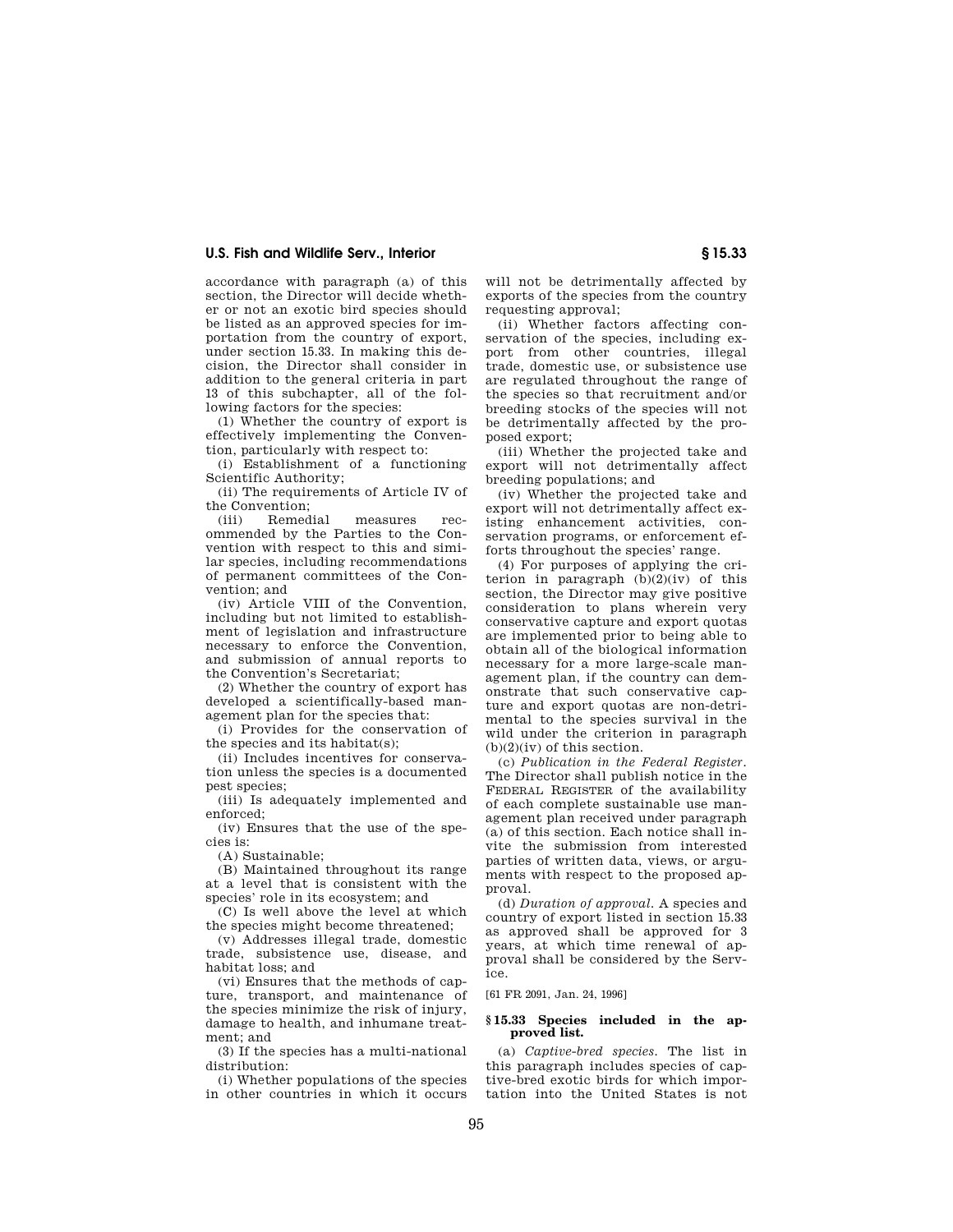accordance with paragraph (a) of this section, the Director will decide whether or not an exotic bird species should be listed as an approved species for importation from the country of export, under section 15.33. In making this decision, the Director shall consider in addition to the general criteria in part 13 of this subchapter, all of the following factors for the species:

(1) Whether the country of export is effectively implementing the Convention, particularly with respect to:

(i) Establishment of a functioning Scientific Authority;

(ii) The requirements of Article IV of the Convention;

(iii) Remedial measures recommended by the Parties to the Convention with respect to this and similar species, including recommendations of permanent committees of the Convention; and

(iv) Article VIII of the Convention, including but not limited to establishment of legislation and infrastructure necessary to enforce the Convention, and submission of annual reports to the Convention's Secretariat;

(2) Whether the country of export has developed a scientifically-based management plan for the species that:

(i) Provides for the conservation of the species and its habitat(s);

(ii) Includes incentives for conservation unless the species is a documented pest species;

(iii) Is adequately implemented and enforced;

(iv) Ensures that the use of the species is:

(A) Sustainable;

(B) Maintained throughout its range at a level that is consistent with the species' role in its ecosystem; and

(C) Is well above the level at which the species might become threatened;

(v) Addresses illegal trade, domestic trade, subsistence use, disease, and habitat loss; and

(vi) Ensures that the methods of capture, transport, and maintenance of the species minimize the risk of injury, damage to health, and inhumane treatment; and

(3) If the species has a multi-national distribution:

(i) Whether populations of the species in other countries in which it occurs will not be detrimentally affected by exports of the species from the country requesting approval;

(ii) Whether factors affecting conservation of the species, including export from other countries, illegal trade, domestic use, or subsistence use are regulated throughout the range of the species so that recruitment and/or breeding stocks of the species will not be detrimentally affected by the proposed export;

(iii) Whether the projected take and export will not detrimentally affect breeding populations; and

(iv) Whether the projected take and export will not detrimentally affect existing enhancement activities, conservation programs, or enforcement efforts throughout the species' range.

(4) For purposes of applying the criterion in paragraph (b)(2)(iv) of this section, the Director may give positive consideration to plans wherein very conservative capture and export quotas are implemented prior to being able to obtain all of the biological information necessary for a more large-scale management plan, if the country can demonstrate that such conservative capture and export quotas are non-detrimental to the species survival in the wild under the criterion in paragraph (b)(2)(iv) of this section.

(c) *Publication in the Federal Register*. The Director shall publish notice in the FEDERAL REGISTER of the availability of each complete sustainable use management plan received under paragraph (a) of this section. Each notice shall invite the submission from interested parties of written data, views, or arguments with respect to the proposed approval.

(d) *Duration of approval*. A species and country of export listed in section 15.33 as approved shall be approved for 3 years, at which time renewal of approval shall be considered by the Service.

[61 FR 2091, Jan. 24, 1996]

### § 15.33 Species included in the approved list.

(a) *Captive-bred species*. The list in this paragraph includes species of captive-bred exotic birds for which importation into the United States is not